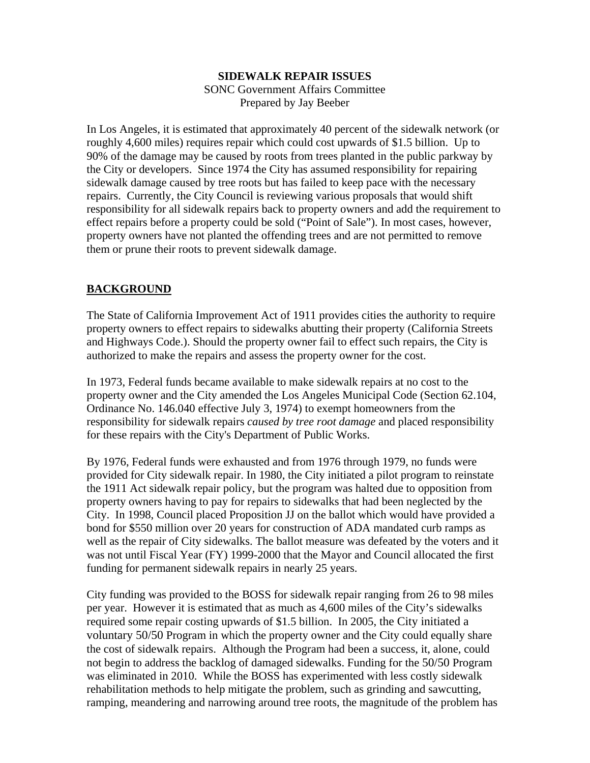**SIDEWALK REPAIR ISSUES**
SONC Government Affairs Committee
Prepared by Jay Beeber

In Los Angeles, it is estimated that approximately 40 percent of the sidewalk network (or roughly 4,600 miles) requires repair which could cost upwards of $1.5 billion. Up to 90% of the damage may be caused by roots from trees planted in the public parkway by the City or developers. Since 1974 the City has assumed responsibility for repairing sidewalk damage caused by tree roots but has failed to keep pace with the necessary repairs. Currently, the City Council is reviewing various proposals that would shift responsibility for all sidewalk repairs back to property owners and add the requirement to effect repairs before a property could be sold ("Point of Sale"). In most cases, however, property owners have not planted the offending trees and are not permitted to remove them or prune their roots to prevent sidewalk damage.

## BACKGROUND

The State of California Improvement Act of 1911 provides cities the authority to require property owners to effect repairs to sidewalks abutting their property (California Streets and Highways Code.). Should the property owner fail to effect such repairs, the City is authorized to make the repairs and assess the property owner for the cost.

In 1973, Federal funds became available to make sidewalk repairs at no cost to the property owner and the City amended the Los Angeles Municipal Code (Section 62.104, Ordinance No. 146.040 effective July 3, 1974) to exempt homeowners from the responsibility for sidewalk repairs *caused by tree root damage* and placed responsibility for these repairs with the City's Department of Public Works.

By 1976, Federal funds were exhausted and from 1976 through 1979, no funds were provided for City sidewalk repair. In 1980, the City initiated a pilot program to reinstate the 1911 Act sidewalk repair policy, but the program was halted due to opposition from property owners having to pay for repairs to sidewalks that had been neglected by the City. In 1998, Council placed Proposition JJ on the ballot which would have provided a bond for $550 million over 20 years for construction of ADA mandated curb ramps as well as the repair of City sidewalks. The ballot measure was defeated by the voters and it was not until Fiscal Year (FY) 1999-2000 that the Mayor and Council allocated the first funding for permanent sidewalk repairs in nearly 25 years.

City funding was provided to the BOSS for sidewalk repair ranging from 26 to 98 miles per year. However it is estimated that as much as 4,600 miles of the City's sidewalks required some repair costing upwards of $1.5 billion. In 2005, the City initiated a voluntary 50/50 Program in which the property owner and the City could equally share the cost of sidewalk repairs. Although the Program had been a success, it, alone, could not begin to address the backlog of damaged sidewalks. Funding for the 50/50 Program was eliminated in 2010. While the BOSS has experimented with less costly sidewalk rehabilitation methods to help mitigate the problem, such as grinding and sawcutting, ramping, meandering and narrowing around tree roots, the magnitude of the problem has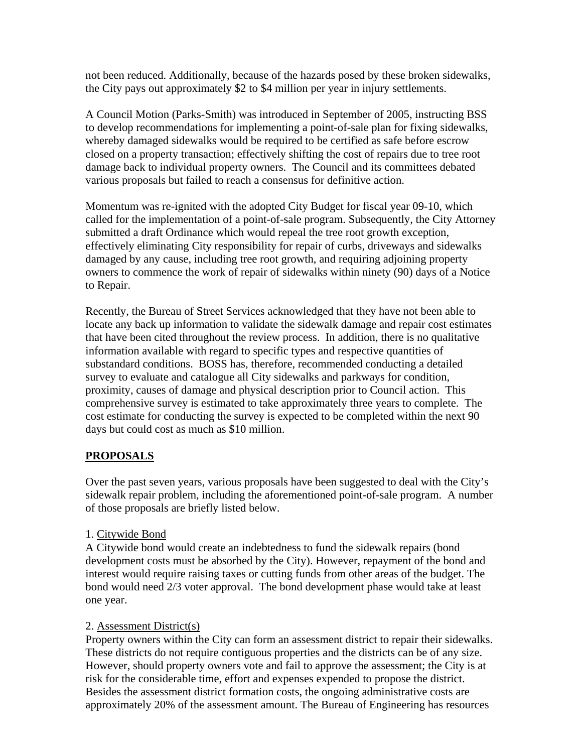not been reduced. Additionally, because of the hazards posed by these broken sidewalks, the City pays out approximately $2 to $4 million per year in injury settlements.

A Council Motion (Parks-Smith) was introduced in September of 2005, instructing BSS to develop recommendations for implementing a point-of-sale plan for fixing sidewalks, whereby damaged sidewalks would be required to be certified as safe before escrow closed on a property transaction; effectively shifting the cost of repairs due to tree root damage back to individual property owners. The Council and its committees debated various proposals but failed to reach a consensus for definitive action.

Momentum was re-ignited with the adopted City Budget for fiscal year 09-10, which called for the implementation of a point-of-sale program. Subsequently, the City Attorney submitted a draft Ordinance which would repeal the tree root growth exception, effectively eliminating City responsibility for repair of curbs, driveways and sidewalks damaged by any cause, including tree root growth, and requiring adjoining property owners to commence the work of repair of sidewalks within ninety (90) days of a Notice to Repair.

Recently, the Bureau of Street Services acknowledged that they have not been able to locate any back up information to validate the sidewalk damage and repair cost estimates that have been cited throughout the review process. In addition, there is no qualitative information available with regard to specific types and respective quantities of substandard conditions. BOSS has, therefore, recommended conducting a detailed survey to evaluate and catalogue all City sidewalks and parkways for condition, proximity, causes of damage and physical description prior to Council action. This comprehensive survey is estimated to take approximately three years to complete. The cost estimate for conducting the survey is expected to be completed within the next 90 days but could cost as much as $10 million.

## PROPOSALS

Over the past seven years, various proposals have been suggested to deal with the City's sidewalk repair problem, including the aforementioned point-of-sale program. A number of those proposals are briefly listed below.

1. Citywide Bond
A Citywide bond would create an indebtedness to fund the sidewalk repairs (bond development costs must be absorbed by the City). However, repayment of the bond and interest would require raising taxes or cutting funds from other areas of the budget. The bond would need 2/3 voter approval. The bond development phase would take at least one year.

2. Assessment District(s)
Property owners within the City can form an assessment district to repair their sidewalks. These districts do not require contiguous properties and the districts can be of any size. However, should property owners vote and fail to approve the assessment; the City is at risk for the considerable time, effort and expenses expended to propose the district. Besides the assessment district formation costs, the ongoing administrative costs are approximately 20% of the assessment amount. The Bureau of Engineering has resources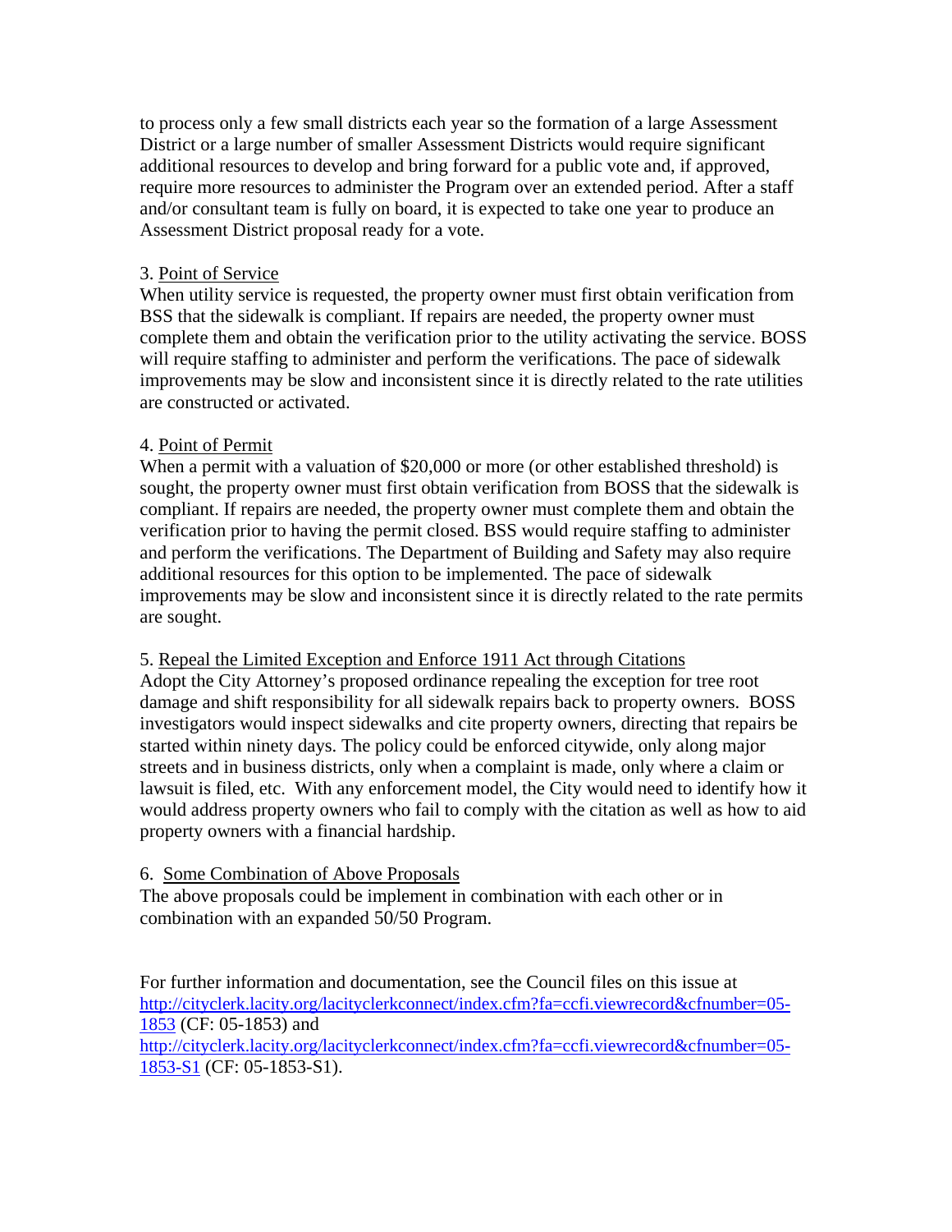to process only a few small districts each year so the formation of a large Assessment District or a large number of smaller Assessment Districts would require significant additional resources to develop and bring forward for a public vote and, if approved, require more resources to administer the Program over an extended period. After a staff and/or consultant team is fully on board, it is expected to take one year to produce an Assessment District proposal ready for a vote.

3. Point of Service

When utility service is requested, the property owner must first obtain verification from BSS that the sidewalk is compliant. If repairs are needed, the property owner must complete them and obtain the verification prior to the utility activating the service. BOSS will require staffing to administer and perform the verifications. The pace of sidewalk improvements may be slow and inconsistent since it is directly related to the rate utilities are constructed or activated.

4. Point of Permit

When a permit with a valuation of $20,000 or more (or other established threshold) is sought, the property owner must first obtain verification from BOSS that the sidewalk is compliant. If repairs are needed, the property owner must complete them and obtain the verification prior to having the permit closed. BSS would require staffing to administer and perform the verifications. The Department of Building and Safety may also require additional resources for this option to be implemented. The pace of sidewalk improvements may be slow and inconsistent since it is directly related to the rate permits are sought.

5. Repeal the Limited Exception and Enforce 1911 Act through Citations

Adopt the City Attorney's proposed ordinance repealing the exception for tree root damage and shift responsibility for all sidewalk repairs back to property owners. BOSS investigators would inspect sidewalks and cite property owners, directing that repairs be started within ninety days. The policy could be enforced citywide, only along major streets and in business districts, only when a complaint is made, only where a claim or lawsuit is filed, etc. With any enforcement model, the City would need to identify how it would address property owners who fail to comply with the citation as well as how to aid property owners with a financial hardship.

6. Some Combination of Above Proposals

The above proposals could be implement in combination with each other or in combination with an expanded 50/50 Program.

For further information and documentation, see the Council files on this issue at http://cityclerk.lacity.org/lacityclerkconnect/index.cfm?fa=ccfi.viewrecord&cfnumber=05-1853 (CF: 05-1853) and http://cityclerk.lacity.org/lacityclerkconnect/index.cfm?fa=ccfi.viewrecord&cfnumber=05-1853-S1 (CF: 05-1853-S1).